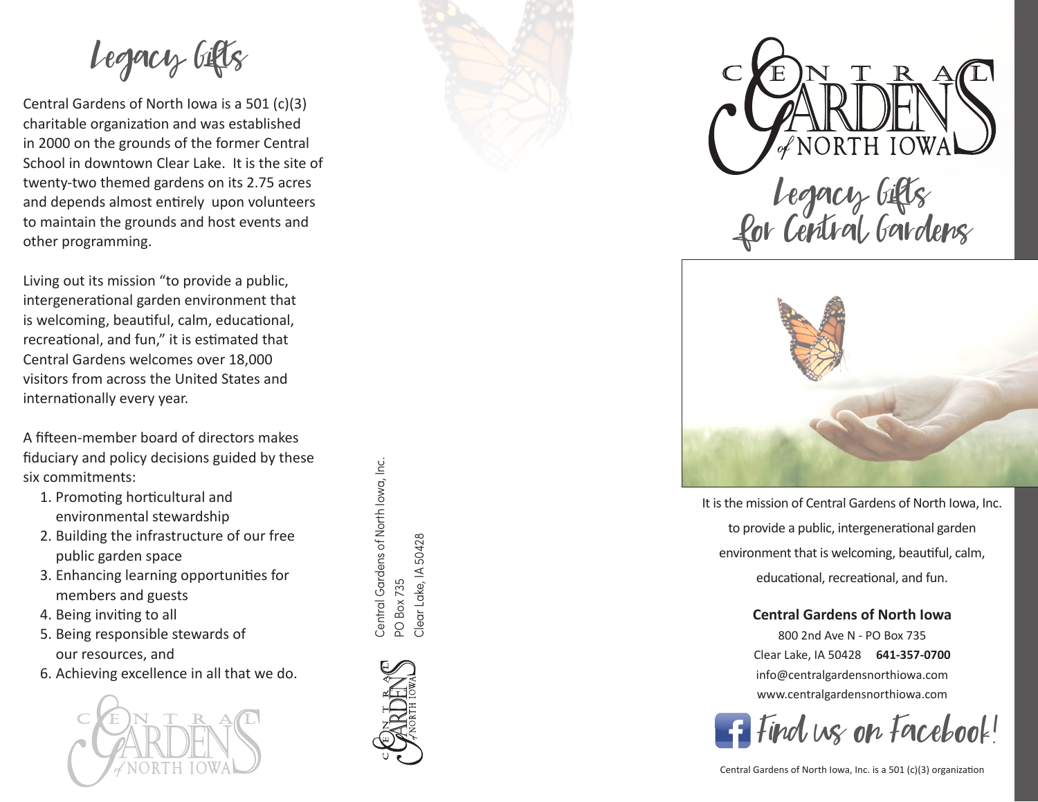# Legacy Gifts

Central Gardens of North Iowa is a 501 (c)(3) charitable organization and was established in 2000 on the grounds of the former Central School in downtown Clear Lake. It is the site of twenty-two themed gardens on its 2.75 acres and depends almost entirely upon volunteers to maintain the grounds and host events and other programming.

Living out its mission "to provide a public, intergenerational garden environment that is welcoming, beautiful, calm, educational, recreational, and fun," it is estimated that Central Gardens welcomes over 18,000 visitors from across the United States and internationally every year.

A fifteen-member board of directors makes fiduciary and policy decisions guided by these six commitments:

1. Promoting horticultural and environmental stewardship
2. Building the infrastructure of our free public garden space
3. Enhancing learning opportunities for members and guests
4. Being inviting to all
5. Being responsible stewards of our resources, and
6. Achieving excellence in all that we do.

Central Gardens of North Iowa

Central Gardens of North Iowa, Inc.
PO Box 735
Clear Lake, IA 50428

Central Gardens of North Iowa

# Central Gardens of North Iowa

## Legacy Gifts for Central Gardens

It is the mission of Central Gardens of North Iowa, Inc. to provide a public, intergenerational garden environment that is welcoming, beautiful, calm, educational, recreational, and fun.

**Central Gardens of North Iowa**
800 2nd Ave N - PO Box 735
Clear Lake, IA 50428 **641-357-0700**
info@centralgardensnorthiowa.com
www.centralgardensnorthiowa.com

Find us on Facebook!

Central Gardens of North Iowa, Inc. is a 501 (c)(3) organization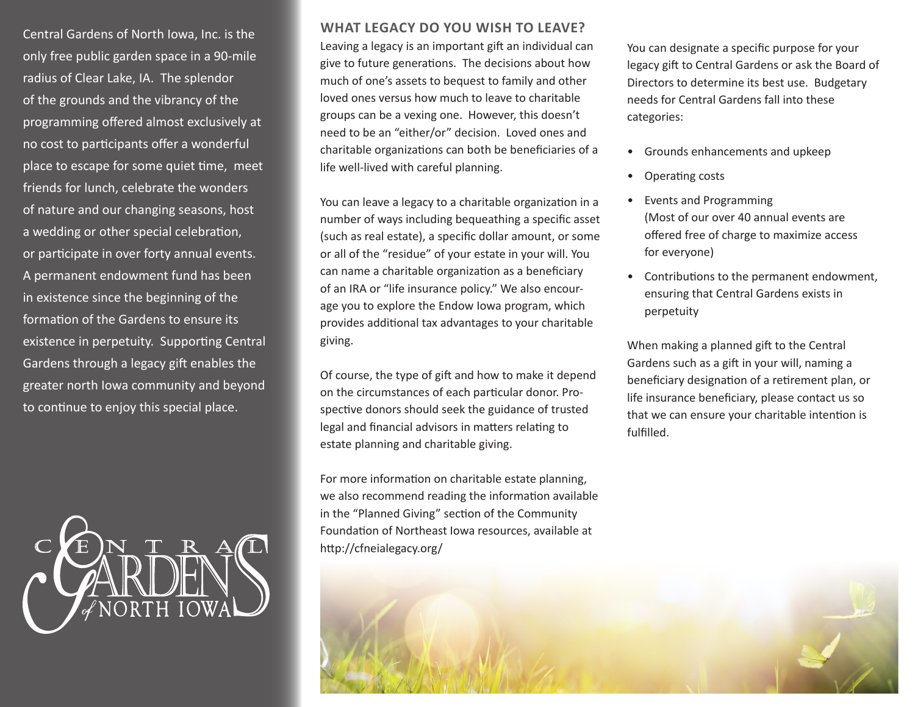Central Gardens of North Iowa, Inc. is the only free public garden space in a 90-mile radius of Clear Lake, IA. The splendor of the grounds and the vibrancy of the programming offered almost exclusively at no cost to participants offer a wonderful place to escape for some quiet time, meet friends for lunch, celebrate the wonders of nature and our changing seasons, host a wedding or other special celebration, or participate in over forty annual events. A permanent endowment fund has been in existence since the beginning of the formation of the Gardens to ensure its existence in perpetuity. Supporting Central Gardens through a legacy gift enables the greater north Iowa community and beyond to continue to enjoy this special place.

CENTRAL GARDENS of NORTH IOWA

## WHAT LEGACY DO YOU WISH TO LEAVE?

Leaving a legacy is an important gift an individual can give to future generations. The decisions about how much of one's assets to bequest to family and other loved ones versus how much to leave to charitable groups can be a vexing one. However, this doesn't need to be an "either/or" decision. Loved ones and charitable organizations can both be beneficiaries of a life well-lived with careful planning.

You can leave a legacy to a charitable organization in a number of ways including bequeathing a specific asset (such as real estate), a specific dollar amount, or some or all of the "residue" of your estate in your will. You can name a charitable organization as a beneficiary of an IRA or "life insurance policy." We also encourage you to explore the Endow Iowa program, which provides additional tax advantages to your charitable giving.

Of course, the type of gift and how to make it depend on the circumstances of each particular donor. Prospective donors should seek the guidance of trusted legal and financial advisors in matters relating to estate planning and charitable giving.

For more information on charitable estate planning, we also recommend reading the information available in the "Planned Giving" section of the Community Foundation of Northeast Iowa resources, available at http://cfneialegacy.org/

You can designate a specific purpose for your legacy gift to Central Gardens or ask the Board of Directors to determine its best use. Budgetary needs for Central Gardens fall into these categories:

- Grounds enhancements and upkeep
- Operating costs
- Events and Programming (Most of our over 40 annual events are offered free of charge to maximize access for everyone)
- Contributions to the permanent endowment, ensuring that Central Gardens exists in perpetuity

When making a planned gift to the Central Gardens such as a gift in your will, naming a beneficiary designation of a retirement plan, or life insurance beneficiary, please contact us so that we can ensure your charitable intention is fulfilled.